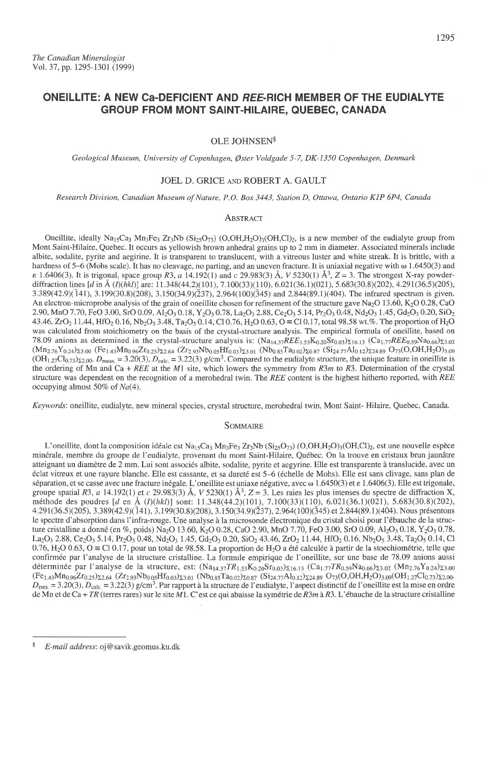*The Canadian Mineralogist*
Vol. 37, pp. 1295-1301 (1999)

# ONEILLITE: A NEW Ca-DEFICIENT AND *REE*-RICH MEMBER OF THE EUDIALYTE GROUP FROM MONT SAINT-HILAIRE, QUEBEC, CANADA

OLE JOHNSEN[§]

*Geological Museum, University of Copenhagen, Øster Voldgade 5-7, DK-1350 Copenhagen, Denmark*

JOEL D. GRICE AND ROBERT A. GAULT

*Research Division, Canadian Museum of Nature, P.O. Box 3443, Station D, Ottawa, Ontario K1P 6P4, Canada*

## Abstract

Oneillite, ideally $Na_{15}Ca_3\ Mn_3Fe_3\ Zr_3Nb\ (Si_{25}O_{73})\ (O,OH,H_2O)_3(OH,Cl)_2$, is a new member of the eudialyte group from Mont Saint-Hilaire, Quebec. It occurs as yellowish brown anhedral grains up to 2 mm in diameter. Associated minerals include albite, sodalite, pyrite and aegirine. It is transparent to translucent, with a vitreous luster and white streak. It is brittle, with a hardness of 5–6 (Mohs scale). It has no cleavage, no parting, and an uneven fracture. It is uniaxial negative with ω 1.6450(3) and ε 1.6406(3). It is trigonal, space group $R3$, *a* 14.192(1) and *c* 29.983(3) Å, *V* 5230(1) Å$^3$, *Z* = 3. The strongest X-ray powder-diffraction lines [*d* in Å (*I*)(*hkl*)] are: 11.348(44.2)(101), 7.100(33)(110), 6.021(36.1)(021), 5.683(30.8)(202), 4.291(36.5)(205), 3.389(42.9)($\bar{1}$41), 3.199(30.8)(208), 3.150(34.9)($\bar{2}$37), 2.964(100)($\bar{3}$45) and 2.844(89.1)(404). The infrared spectrum is given. An electron-microprobe analysis of the grain of oneillite chosen for refinement of the structure gave $Na_2O$ 13.60, $K_2O$ 0.28, CaO 2.90, MnO 7.70, FeO 3.00, SrO 0.09, $Al_2O_3$ 0.18, $Y_2O_3$ 0.78, $La_2O_3$ 2.88, $Ce_2O_3$ 5.14, $Pr_2O_3$ 0.48, $Nd_2O_3$ 1.45, $Gd_2O_3$ 0.20, $SiO_2$ 43.46, $ZrO_2$ 11.44, $HfO_2$ 0.16, $Nb_2O_5$ 3.48, $Ta_2O_5$ 0.14, Cl 0.76, $H_2O$ 0.63, O ≡ Cl 0.17, total 98.58 wt.%. The proportion of $H_2O$ was calculated from stoichiometry on the basis of the crystal-structure analysis. The empirical formula of oneillite, based on 78.09 anions as determined in the crystal-structure analysis is: $(Na_{14.37}REE_{1.53}K_{0.20}Sr_{0.03})_{\Sigma 16.13}$ $(Ca_{1.77}REE_{0.59}Na_{0.66})_{\Sigma 3.02}$ $(Mn_{2.76}Y_{0.24})_{\Sigma 3.00}$ $(Fe_{1.43}Mn_{0.96}Zr_{0.25})_{\Sigma 2.64}$ $(Zr_{2.93}Nb_{0.05}Hf_{0.03})_{\Sigma 3.01}$ $(Nb_{0.85}Ta_{0.02})_{\Sigma 0.87}$ $(Si_{24.77}Al_{0.12})_{\Sigma 24.89}$ $O_{73}(O,OH,H_2O)_{3.09}$ $(OH_{1.27}Cl_{0.73})_{\Sigma 2.00}$. $D_{meas.}$ = 3.20(3), $D_{calc.}$ = 3.22(3) g/cm$^3$. Compared to the eudialyte structure, the unique feature in oneillite is the ordering of Mn and Ca + *REE* at the *M*1 site, which lowers the symmetry from $R\bar{3}m$ to $R3$. Determination of the crystal structure was dependent on the recognition of a merohedral twin. The *REE* content is the highest hitherto reported, with *REE* occupying almost 50% of *Na*(4).

*Keywords*: oneillite, eudialyte, new mineral species, crystal structure, merohedral twin, Mont Saint- Hilaire, Quebec, Canada.

## Sommaire

L'oneillite, dont la composition idéale est $Na_{15}Ca_3\ Mn_3Fe_3\ Zr_3Nb\ (Si_{25}O_{73})\ (O,OH,H_2O)_3(OH,Cl)_2$, est une nouvelle espèce minérale, membre du groupe de l'eudialyte, provenant du mont Saint-Hilaire, Québec. On la trouve en cristaux brun jaunâtre atteignant un diamètre de 2 mm. Lui sont associés albite, sodalite, pyrite et aegyrine. Elle est transparente à translucide, avec un éclat vitreux et une rayure blanche. Elle est cassante, et sa dureté est 5–6 (échelle de Mohs). Elle est sans clivage, sans plan de séparation, et se casse avec une fracture inégale. L'oneillite est uniaxe négative, avec ω 1.6450(3) et ε 1.6406(3). Elle est trigonale, groupe spatial $R3$, *a* 14.192(1) et *c* 29.983(3) Å, *V* 5230(1) Å$^3$, *Z* = 3. Les raies les plus intenses du spectre de diffraction X, méthode des poudres [*d* en Å (*I*)(*hkl*)] sont: 11.348(44.2)(101), 7.100(33)(110), 6.021(36.1)(021), 5.683(30.8)(202), 4.291(36.5)(205), 3.389(42.9)($\bar{1}$41), 3.199(30.8)(208), 3.150(34.9)($\bar{2}$37), 2.964(100)($\bar{3}$45) et 2.844(89.1)(404). Nous présentons le spectre d'absorption dans l'infra-rouge. Une analyse à la microsonde électronique du cristal choisi pour l'ébauche de la structure cristalline a donné (en %, poids) $Na_2O$ 13.60, $K_2O$ 0.28, CaO 2.90, MnO 7.70, FeO 3.00, SrO 0.09, $Al_2O_3$ 0.18, $Y_2O_3$ 0.78, $La_2O_3$ 2.88, $Ce_2O_3$ 5.14, $Pr_2O_3$ 0.48, $Nd_2O_3$ 1.45, $Gd_2O_3$ 0.20, $SiO_2$ 43.46, $ZrO_2$ 11.44, $HfO_2$ 0.16, $Nb_2O_5$ 3.48, $Ta_2O_5$ 0.14, Cl 0.76, $H_2O$ 0.63, O ≡ Cl 0.17, pour un total de 98.58. La proportion de $H_2O$ a été calculée à partir de la stoechiométrie, telle que confirmée par l'analyse de la structure cristalline. La formule empirique de l'oneillite, sur une base de 78.09 anions aussi déterminée par l'analyse de la structure, est: $(Na_{14.37}TR_{1.53}K_{0.20}Sr_{0.03})_{\Sigma 16.13}$ $(Ca_{1.77}TR_{0.59}Na_{0.66})_{\Sigma 3.02}$ $(Mn_{2.76}Y_{0.24})_{\Sigma 3.00}$ $(Fe_{1.43}Mn_{0.96}Zr_{0.25})_{\Sigma 2.64}$ $(Zr_{2.93}Nb_{0.05}Hf_{0.03})_{\Sigma 3.01}$ $(Nb_{0.85}Ta_{0.02})_{\Sigma 0.87}$ $(Si_{24.77}Al_{0.12})_{\Sigma 24.89}$ $O_{73}(O,OH,H_2O)_{3.09}(OH_{1.27}Cl_{0.73})_{\Sigma 2.00}$. $D_{mes.}$ = 3.20(3), $D_{calc.}$ = 3.22(3) g/cm$^3$. Par rapport à la structure de l'eudialyte, l'aspect distinctif de l'oneillite est la mise en ordre de Mn et de Ca + *TR* (terres rares) sur le site *M*1. C'est ce qui abaisse la symétrie de $R\bar{3}m$ à $R3$. L'ébauche de la structure cristalline

[§] *E-mail address*: oj@savik.geomus.ku.dk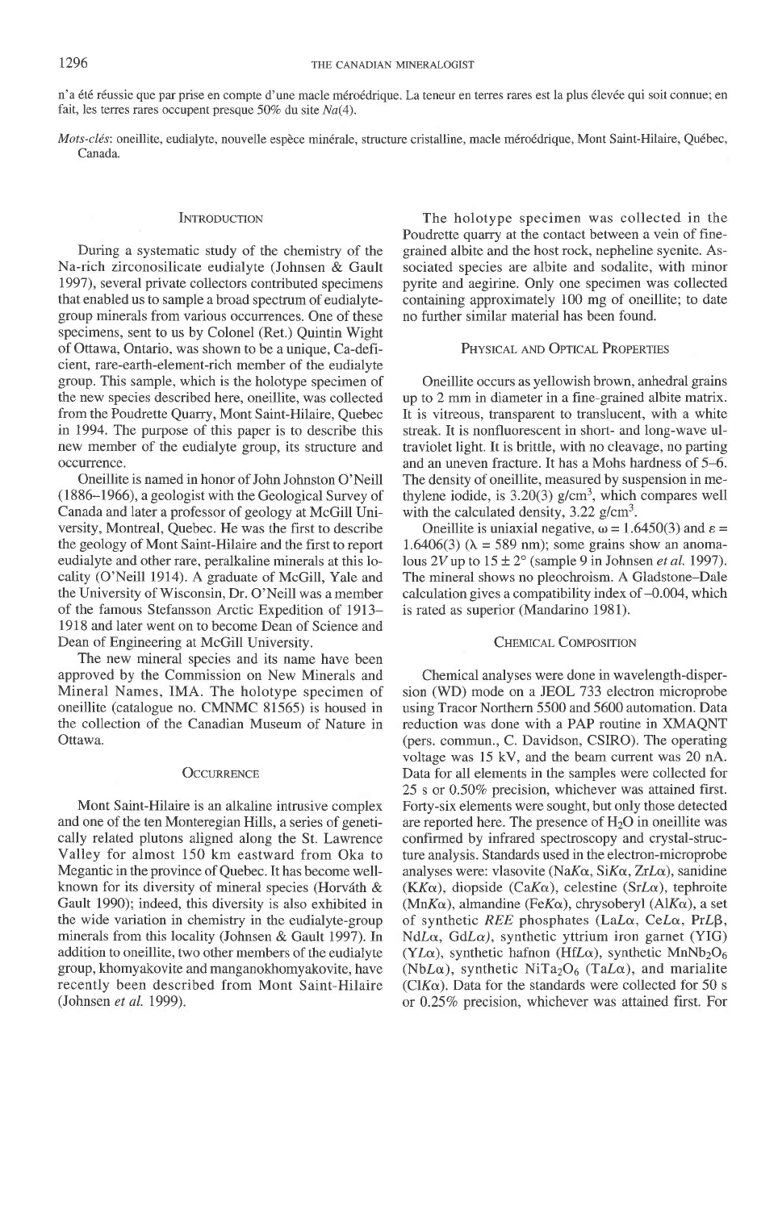n'a été réussie que par prise en compte d'une macle mérоédrique. La teneur en terres rares est la plus élevée qui soit connue; en fait, les terres rares occupent presque 50% du site *Na*(4).

*Mots-clés*: oneillite, eudialyte, nouvelle espèce minérale, structure cristalline, macle mérоédrique, Mont Saint-Hilaire, Québec, Canada.

## Introduction

During a systematic study of the chemistry of the Na-rich zirconosilicate eudialyte (Johnsen & Gault 1997), several private collectors contributed specimens that enabled us to sample a broad spectrum of eudialyte-group minerals from various occurrences. One of these specimens, sent to us by Colonel (Ret.) Quintin Wight of Ottawa, Ontario, was shown to be a unique, Ca-deficient, rare-earth-element-rich member of the eudialyte group. This sample, which is the holotype specimen of the new species described here, oneillite, was collected from the Poudrette Quarry, Mont Saint-Hilaire, Quebec in 1994. The purpose of this paper is to describe this new member of the eudialyte group, its structure and occurrence.

Oneillite is named in honor of John Johnston O'Neill (1886–1966), a geologist with the Geological Survey of Canada and later a professor of geology at McGill University, Montreal, Quebec. He was the first to describe the geology of Mont Saint-Hilaire and the first to report eudialyte and other rare, peralkaline minerals at this locality (O'Neill 1914). A graduate of McGill, Yale and the University of Wisconsin, Dr. O'Neill was a member of the famous Stefansson Arctic Expedition of 1913–1918 and later went on to become Dean of Science and Dean of Engineering at McGill University.

The new mineral species and its name have been approved by the Commission on New Minerals and Mineral Names, IMA. The holotype specimen of oneillite (catalogue no. CMNMC 81565) is housed in the collection of the Canadian Museum of Nature in Ottawa.

## Occurrence

Mont Saint-Hilaire is an alkaline intrusive complex and one of the ten Monteregian Hills, a series of genetically related plutons aligned along the St. Lawrence Valley for almost 150 km eastward from Oka to Megantic in the province of Quebec. It has become well-known for its diversity of mineral species (Horváth & Gault 1990); indeed, this diversity is also exhibited in the wide variation in chemistry in the eudialyte-group minerals from this locality (Johnsen & Gault 1997). In addition to oneillite, two other members of the eudialyte group, khomyakovite and manganokhomyakovite, have recently been described from Mont Saint-Hilaire (Johnsen *et al.* 1999).

The holotype specimen was collected in the Poudrette quarry at the contact between a vein of fine-grained albite and the host rock, nepheline syenite. Associated species are albite and sodalite, with minor pyrite and aegirine. Only one specimen was collected containing approximately 100 mg of oneillite; to date no further similar material has been found.

## Physical and Optical Properties

Oneillite occurs as yellowish brown, anhedral grains up to 2 mm in diameter in a fine-grained albite matrix. It is vitreous, transparent to translucent, with a white streak. It is nonfluorescent in short- and long-wave ultraviolet light. It is brittle, with no cleavage, no parting and an uneven fracture. It has a Mohs hardness of 5–6. The density of oneillite, measured by suspension in methylene iodide, is 3.20(3) g/cm$^3$, which compares well with the calculated density, 3.22 g/cm$^3$.

Oneillite is uniaxial negative, $\omega$ = 1.6450(3) and $\varepsilon$ = 1.6406(3) ($\lambda$ = 589 nm); some grains show an anomalous 2*V* up to 15 ± 2° (sample 9 in Johnsen *et al.* 1997). The mineral shows no pleochroism. A Gladstone–Dale calculation gives a compatibility index of –0.004, which is rated as superior (Mandarino 1981).

## Chemical Composition

Chemical analyses were done in wavelength-dispersion (WD) mode on a JEOL 733 electron microprobe using Tracor Northern 5500 and 5600 automation. Data reduction was done with a PAP routine in XMAQNT (pers. commun., C. Davidson, CSIRO). The operating voltage was 15 kV, and the beam current was 20 nA. Data for all elements in the samples were collected for 25 s or 0.50% precision, whichever was attained first. Forty-six elements were sought, but only those detected are reported here. The presence of $H_2O$ in oneillite was confirmed by infrared spectroscopy and crystal-structure analysis. Standards used in the electron-microprobe analyses were: vlasovite (Na$K\alpha$, Si$K\alpha$, Zr$L\alpha$), sanidine (K$K\alpha$), diopside (Ca$K\alpha$), celestine (Sr$L\alpha$), tephroite (Mn$K\alpha$), almandine (Fe$K\alpha$), chrysoberyl (Al$K\alpha$), a set of synthetic *REE* phosphates (La$L\alpha$, Ce$L\alpha$, Pr$L\beta$, Nd$L\alpha$, Gd$L\alpha$), synthetic yttrium iron garnet (YIG) (Y$L\alpha$), synthetic hafnon (Hf$L\alpha$), synthetic $MnNb_2O_6$ (Nb$L\alpha$), synthetic $NiTa_2O_6$ (Ta$L\alpha$), and marialite (Cl$K\alpha$). Data for the standards were collected for 50 s or 0.25% precision, whichever was attained first. For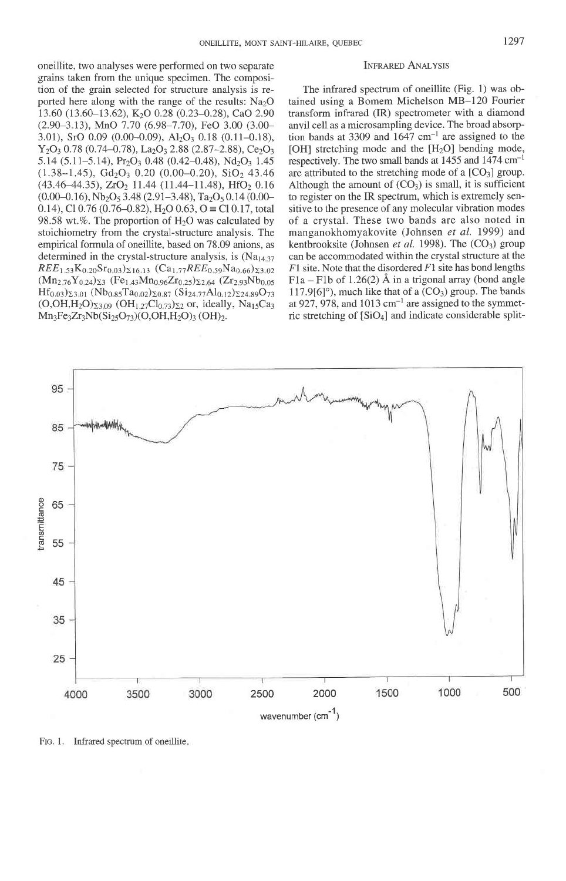oneillite, two analyses were performed on two separate grains taken from the unique specimen. The composition of the grain selected for structure analysis is reported here along with the range of the results: $Na_2O$ 13.60 (13.60–13.62), $K_2O$ 0.28 (0.23–0.28), CaO 2.90 (2.90–3.13), MnO 7.70 (6.98–7.70), FeO 3.00 (3.00–3.01), SrO 0.09 (0.00–0.09), $Al_2O_3$ 0.18 (0.11–0.18), $Y_2O_3$ 0.78 (0.74–0.78), $La_2O_3$ 2.88 (2.87–2.88), $Ce_2O_3$ 5.14 (5.11–5.14), $Pr_2O_3$ 0.48 (0.42–0.48), $Nd_2O_3$ 1.45 (1.38–1.45), $Gd_2O_3$ 0.20 (0.00–0.20), $SiO_2$ 43.46 (43.46–44.35), $ZrO_2$ 11.44 (11.44–11.48), $HfO_2$ 0.16 (0.00–0.16), $Nb_2O_5$ 3.48 (2.91–3.48), $Ta_2O_5$ 0.14 (0.00–0.14), Cl 0.76 (0.76–0.82), $H_2O$ 0.63, O ≡ Cl 0.17, total 98.58 wt.%. The proportion of $H_2O$ was calculated by stoichiometry from the crystal-structure analysis. The empirical formula of oneillite, based on 78.09 anions, as determined in the crystal-structure analysis, is $(Na_{14.37}REE_{1.53}K_{0.20}Sr_{0.03})_{\Sigma 16.13}$ $(Ca_{1.77}REE_{0.59}Na_{0.66})_{\Sigma 3.02}$ $(Mn_{2.76}Y_{0.24})_{\Sigma 3}$ $(Fe_{1.43}Mn_{0.96}Zr_{0.25})_{\Sigma 2.64}$ $(Zr_{2.93}Nb_{0.05}Hf_{0.03})_{\Sigma 3.01}$ $(Nb_{0.85}Ta_{0.02})_{\Sigma 0.87}$ $(Si_{24.77}Al_{0.12})_{\Sigma 24.89}O_{73}$ $(O,OH,H_2O)_{\Sigma 3.09}$ $(OH_{1.27}Cl_{0.73})_{\Sigma 2}$ or, ideally, $Na_{15}Ca_3Mn_3Fe_3Zr_3Nb(Si_{25}O_{73})(O,OH,H_2O)_3(OH)_2$.

## Infrared Analysis

The infrared spectrum of oneillite (Fig. 1) was obtained using a Bomem Michelson MB–120 Fourier transform infrared (IR) spectrometer with a diamond anvil cell as a microsampling device. The broad absorption bands at 3309 and 1647 cm$^{-1}$ are assigned to the [OH] stretching mode and the [$H_2O$] bending mode, respectively. The two small bands at 1455 and 1474 cm$^{-1}$ are attributed to the stretching mode of a [$CO_3$] group. Although the amount of ($CO_3$) is small, it is sufficient to register on the IR spectrum, which is extremely sensitive to the presence of any molecular vibration modes of a crystal. These two bands are also noted in manganokhomyakovite (Johnsen *et al.* 1999) and kentbrooksite (Johnsen *et al.* 1998). The ($CO_3$) group can be accommodated within the crystal structure at the *F*1 site. Note that the disordered *F*1 site has bond lengths F1a – F1b of 1.26(2) Å in a trigonal array (bond angle 117.9[6]°), much like that of a ($CO_3$) group. The bands at 927, 978, and 1013 cm$^{-1}$ are assigned to the symmetric stretching of [$SiO_4$] and indicate considerable split-

FIG. 1. Infrared spectrum of oneillite.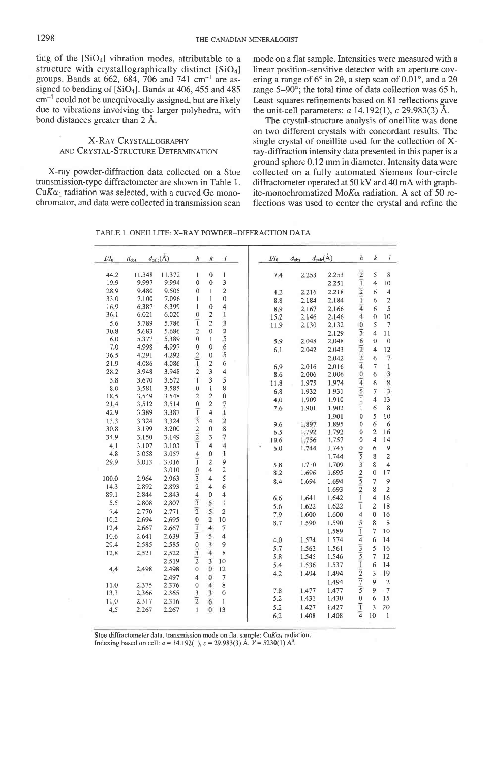ting of the $[SiO_4]$ vibration modes, attributable to a structure with crystallographically distinct $[SiO_4]$ groups. Bands at 662, 684, 706 and 741 $cm^{-1}$ are assigned to bending of $[SiO_4]$. Bands at 406, 455 and 485 $cm^{-1}$ could not be unequivocally assigned, but are likely due to vibrations involving the larger polyhedra, with bond distances greater than 2 Å.

## X-Ray Crystallography and Crystal-Structure Determination

X-ray powder-diffraction data collected on a Stoe transmission-type diffractometer are shown in Table 1. $CuK\alpha_1$ radiation was selected, with a curved Ge monochromator, and data were collected in transmission scan mode on a flat sample. Intensities were measured with a linear position-sensitive detector with an aperture covering a range of 6° in 2θ, a step scan of 0.01°, and a 2θ range 5–90°; the total time of data collection was 65 h. Least-squares refinements based on 81 reflections gave the unit-cell parameters: *a* 14.192(1), *c* 29.983(3) Å.

The crystal-structure analysis of oneillite was done on two different crystals with concordant results. The single crystal of oneillite used for the collection of X-ray-diffraction intensity data presented in this paper is a ground sphere 0.12 mm in diameter. Intensity data were collected on a fully automated Siemens four-circle diffractometer operated at 50 kV and 40 mA with graphite-monochromatized $MoK\alpha$ radiation. A set of 50 reflections was used to center the crystal and refine the

TABLE 1. ONEILLITE: X-RAY POWDER-DIFFRACTION DATA

| $I/I_0$ | $d_{obs}$ | $d_{calc}$(Å) | *h* | *k* | *l* |
|---|---|---|---|---|---|
| 44.2 | 11.348 | 11.372 | 1 | 0 | 1 |
| 19.9 | 9.997 | 9.994 | 0 | 0 | 3 |
| 28.9 | 9.480 | 9.505 | 0 | 1 | 2 |
| 33.0 | 7.100 | 7.096 | 1 | 1 | 0 |
| 16.9 | 6.387 | 6.399 | 1 | 0 | 4 |
| 36.1 | 6.021 | 6.020 | 0 | 2 | 1 |
| 5.6 | 5.789 | 5.786 | $\bar{1}$ | 2 | 3 |
| 30.8 | 5.683 | 5.686 | 2 | 0 | 2 |
| 6.0 | 5.377 | 5.389 | 0 | 1 | 5 |
| 7.0 | 4.998 | 4.997 | 0 | 0 | 6 |
| 36.5 | 4.291 | 4.292 | 2 | 0 | 5 |
| 21.9 | 4.086 | 4.086 | $\bar{1}$ | 2 | 6 |
| 28.2 | 3.948 | 3.948 | $\bar{2}$ | 3 | 4 |
| 5.8 | 3.670 | 3.672 | $\bar{1}$ | 3 | 5 |
| 8.0 | 3.581 | 3.585 | 0 | 1 | 8 |
| 18.5 | 3.549 | 3.548 | 2 | 2 | 0 |
| 21.4 | 3.512 | 3.514 | 0 | 2 | 7 |
| 42.9 | 3.389 | 3.387 | $\bar{1}$ | 4 | 1 |
| 13.3 | 3.324 | 3.324 | $\bar{3}$ | 4 | 2 |
| 30.8 | 3.199 | 3.200 | $\bar{2}$ | 0 | 8 |
| 34.9 | 3.150 | 3.149 | $\bar{2}$ | 3 | 7 |
| 4.1 | 3.107 | 3.103 | $\bar{1}$ | 4 | 4 |
| 4.8 | 3.058 | 3.057 | 4 | 0 | 1 |
| 29.9 | 3.013 | 3.016 | $\bar{1}$ | 2 | 9 |
| | | 3.010 | 0 | 4 | 2 |
| 100.0 | 2.964 | 2.963 | $\bar{3}$ | 4 | 5 |
| 14.3 | 2.892 | 2.893 | $\bar{2}$ | 4 | 6 |
| 89.1 | 2.844 | 2.843 | 4 | 0 | 4 |
| 5.5 | 2.808 | 2.807 | $\bar{3}$ | 5 | 1 |
| 7.4 | 2.770 | 2.771 | $\bar{2}$ | 5 | 2 |
| 10.2 | 2.694 | 2.695 | 0 | 2 | 10 |
| 12.4 | 2.667 | 2.667 | $\bar{1}$ | 4 | 7 |
| 10.6 | 2.641 | 2.639 | $\bar{3}$ | 5 | 4 |
| 29.4 | 2.585 | 2.585 | 0 | 3 | 9 |
| 12.8 | 2.521 | 2.522 | $\bar{3}$ | 4 | 8 |
| | | 2.519 | $\bar{2}$ | 3 | 10 |
| 4.4 | 2.498 | 2.498 | 0 | 0 | 12 |
| | | 2.497 | 4 | 0 | 7 |
| 11.0 | 2.375 | 2.376 | 0 | 4 | 8 |
| 13.3 | 2.366 | 2.365 | $\bar{3}$ | 3 | 0 |
| 11.0 | 2.317 | 2.316 | $\bar{2}$ | 6 | 1 |
| 4.5 | 2.267 | 2.267 | 1 | 0 | 13 |
| 7.4 | 2.253 | 2.253 | $\bar{2}$ | 5 | 8 |
| | | 2.251 | $\bar{1}$ | 4 | 10 |
| 4.2 | 2.216 | 2.218 | $\bar{2}$ | 6 | 4 |
| 8.8 | 2.184 | 2.184 | $\bar{1}$ | 6 | 2 |
| 8.9 | 2.167 | 2.166 | $\bar{4}$ | 6 | 5 |
| 15.2 | 2.146 | 2.146 | 4 | 0 | 10 |
| 11.9 | 2.130 | 2.132 | 0 | 5 | 7 |
| | | 2.129 | $\bar{3}$ | 4 | 11 |
| 5.9 | 2.048 | 2.048 | 6 | 0 | 0 |
| 6.1 | 2.042 | 2.043 | $\bar{2}$ | 4 | 12 |
| | | 2.042 | $\bar{2}$ | 6 | 7 |
| 6.9 | 2.016 | 2.016 | $\bar{4}$ | 7 | 1 |
| 8.6 | 2.006 | 2.006 | 0 | 6 | 3 |
| 11.8 | 1.975 | 1.974 | $\bar{4}$ | 6 | 8 |
| 6.8 | 1.932 | 1.931 | $\bar{5}$ | 7 | 3 |
| 4.0 | 1.909 | 1.910 | $\bar{1}$ | 4 | 13 |
| 7.6 | 1.901 | 1.902 | $\bar{1}$ | 6 | 8 |
| | | 1.901 | 0 | 5 | 10 |
| 9.6 | 1.897 | 1.895 | 0 | 6 | 6 |
| 6.5 | 1.792 | 1.792 | 0 | 2 | 16 |
| 10.6 | 1.756 | 1.757 | 0 | 4 | 14 |
| 6.0 | 1.744 | 1.745 | 0 | 6 | 9 |
| | | 1.744 | $\bar{5}$ | 8 | 2 |
| 5.8 | 1.710 | 1.709 | $\bar{3}$ | 8 | 4 |
| 8.2 | 1.696 | 1.695 | 2 | 0 | 17 |
| 8.4 | 1.694 | 1.694 | $\bar{5}$ | 7 | 9 |
| | | 1.693 | $\bar{2}$ | 8 | 2 |
| 6.6 | 1.641 | 1.642 | $\bar{1}$ | 4 | 16 |
| 5.6 | 1.622 | 1.622 | $\bar{1}$ | 2 | 18 |
| 7.9 | 1.600 | 1.600 | 4 | 0 | 16 |
| 8.7 | 1.590 | 1.590 | $\bar{5}$ | 8 | 8 |
| | | 1.589 | $\bar{1}$ | 7 | 10 |
| 4.0 | 1.574 | 1.574 | $\bar{4}$ | 6 | 14 |
| 5.7 | 1.562 | 1.561 | $\bar{3}$ | 5 | 16 |
| 5.8 | 1.545 | 1.546 | $\bar{5}$ | 7 | 12 |
| 5.4 | 1.536 | 1.537 | $\bar{1}$ | 6 | 14 |
| 4.2 | 1.494 | 1.494 | $\bar{2}$ | 3 | 19 |
| | | 1.494 | $\bar{7}$ | 9 | 2 |
| 7.8 | 1.477 | 1.477 | $\bar{5}$ | 9 | 7 |
| 5.2 | 1.431 | 1.430 | 0 | 6 | 15 |
| 5.2 | 1.427 | 1.427 | $\bar{1}$ | 3 | 20 |
| 6.2 | 1.408 | 1.408 | $\bar{4}$ | 10 | 1 |

Stoe diffractometer data, transmission mode on flat sample; $CuK\alpha_1$ radiation.
Indexing based on cell: *a* = 14.192(1), *c* = 29.983(3) Å, *V* = 5230(1) $Å^3$.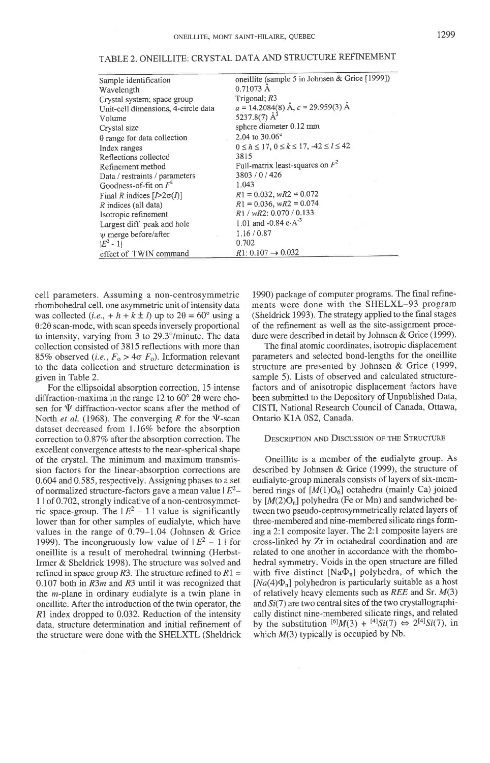TABLE 2. ONEILLITE: CRYSTAL DATA AND STRUCTURE REFINEMENT

| | |
|---|---|
| Sample identification | oneillite (sample 5 in Johnsen & Grice [1999]) |
| Wavelength | 0.71073 Å |
| Crystal system; space group | Trigonal; *R*3 |
| Unit-cell dimensions, 4-circle data | $a$ = 14.2084(8) Å, $c$ = 29.959(3) Å |
| Volume | 5237.8(7) Å$^3$ |
| Crystal size | sphere diameter 0.12 mm |
| θ range for data collection | 2.04 to 30.06° |
| Index ranges | $0 \le h \le 17$, $0 \le k \le 17$, $-42 \le l \le 42$ |
| Reflections collected | 3815 |
| Refinement method | Full-matrix least-squares on $F^2$ |
| Data / restraints / parameters | 3803 / 0 / 426 |
| Goodness-of-fit on $F^2$ | 1.043 |
| Final *R* indices [$I > 2\sigma(I)$] | $R1$ = 0.032, $wR2$ = 0.072 |
| *R* indices (all data) | $R1$ = 0.036, $wR2$ = 0.074 |
| Isotropic refinement | $R1$ / $wR2$: 0.070 / 0.133 |
| Largest diff. peak and hole | 1.01 and -0.84 e·A$^{-3}$ |
| ψ merge before/after | 1.16 / 0.87 |
| $\lvert E^2 - 1 \rvert$ | 0.702 |
| effect of TWIN command | $R1$: 0.107 → 0.032 |

cell parameters. Assuming a non-centrosymmetric rhombohedral cell, one asymmetric unit of intensity data was collected (*i.e.*, $+h+k \pm l$) up to $2\theta = 60°$ using a θ:2θ scan-mode, with scan speeds inversely proportional to intensity, varying from 3 to 29.3°/minute. The data collection consisted of 3815 reflections with more than 85% observed (*i.e.*, $F_o > 4\sigma\ F_o$). Information relevant to the data collection and structure determination is given in Table 2.

For the ellipsoidal absorption correction, 15 intense diffraction-maxima in the range 12 to 60° 2θ were chosen for Ψ diffraction-vector scans after the method of North *et al.* (1968). The converging *R* for the Ψ-scan dataset decreased from 1.16% before the absorption correction to 0.87% after the absorption correction. The excellent convergence attests to the near-spherical shape of the crystal. The minimum and maximum transmission factors for the linear-absorption corrections are 0.604 and 0.585, respectively. Assigning phases to a set of normalized structure-factors gave a mean value $\lvert E^2 - 1 \rvert$ of 0.702, strongly indicative of a non-centrosymmetric space-group. The $\lvert E^2 - 1 \rvert$ value is significantly lower than for other samples of eudialyte, which have values in the range of 0.79–1.04 (Johnsen & Grice 1999). The incongruously low value of $\lvert E^2 - 1 \rvert$ for oneillite is a result of merohedral twinning (Herbst-Irmer & Sheldrick 1998). The structure was solved and refined in space group *R*3. The structure refined to $R1$ = 0.107 both in *R*3*m* and *R*3 until it was recognized that the *m*-plane in ordinary eudialyte is a twin plane in oneillite. After the introduction of the twin operator, the $R1$ index dropped to 0.032. Reduction of the intensity data, structure determination and initial refinement of the structure were done with the SHELXTL (Sheldrick 1990) package of computer programs. The final refinements were done with the SHELXL–93 program (Sheldrick 1993). The strategy applied to the final stages of the refinement as well as the site-assignment procedure were described in detail by Johnsen & Grice (1999).

The final atomic coordinates, isotropic displacement parameters and selected bond-lengths for the oneillite structure are presented by Johnsen & Grice (1999, sample 5). Lists of observed and calculated structure-factors and of anisotropic displacement factors have been submitted to the Depository of Unpublished Data, CISTI, National Research Council of Canada, Ottawa, Ontario K1A 0S2, Canada.

## Description and Discussion of the Structure

Oneillite is a member of the eudialyte group. As described by Johnsen & Grice (1999), the structure of eudialyte-group minerals consists of layers of six-membered rings of $[M(1)O_6]$ octahedra (mainly Ca) joined by $[M(2)O_n]$ polyhedra (Fe or Mn) and sandwiched between two pseudo-centrosymmetrically related layers of three-membered and nine-membered silicate rings forming a 2:1 composite layer. The 2:1 composite layers are cross-linked by Zr in octahedral coordination and are related to one another in accordance with the rhombohedral symmetry. Voids in the open structure are filled with five distinct $[Na\Phi_n]$ polyhedra, of which the $[Na(4)\Phi_n]$ polyhedron is particularly suitable as a host of relatively heavy elements such as *REE* and Sr. *M*(3) and *Si*(7) are two central sites of the two crystallographically distinct nine-membered silicate rings, and related by the substitution $^{[6]}M(3) + {}^{[4]}Si(7) \Leftrightarrow 2^{[4]}Si(7)$, in which *M*(3) typically is occupied by Nb.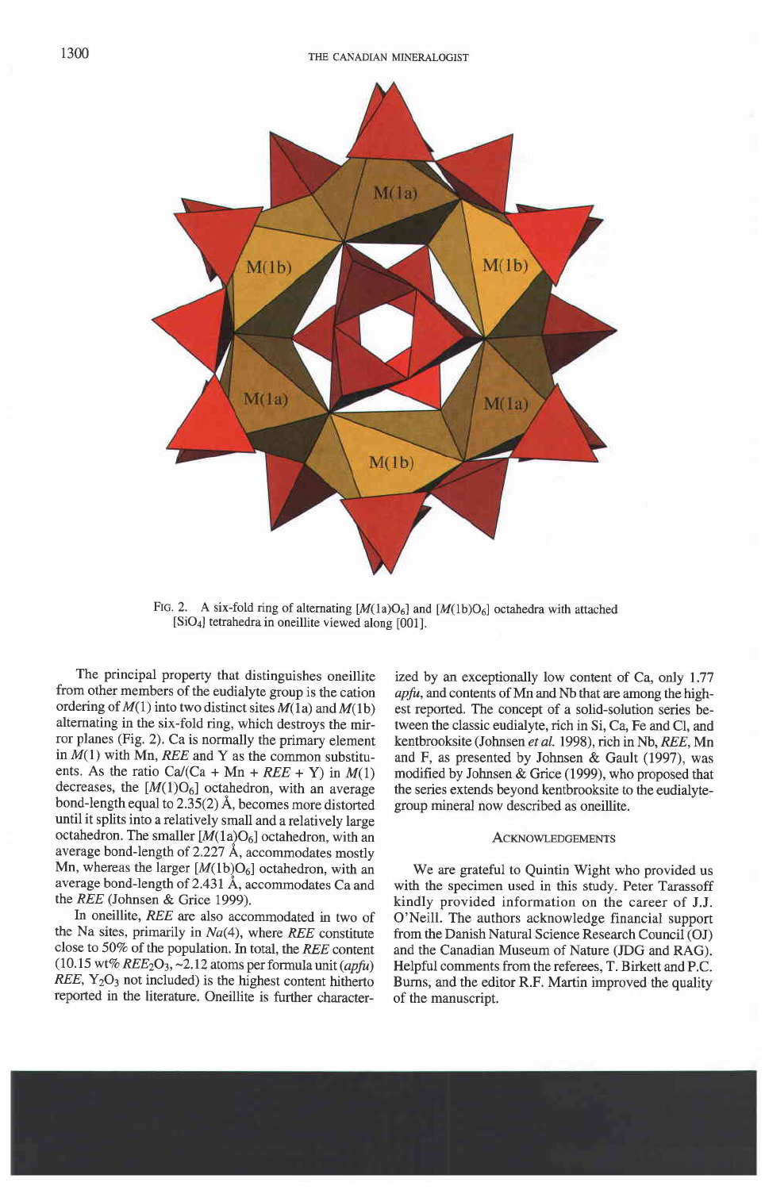FIG. 2. A six-fold ring of alternating $[M(1a)O_6]$ and $[M(1b)O_6]$ octahedra with attached $[SiO_4]$ tetrahedra in oneillite viewed along [001].

The principal property that distinguishes oneillite from other members of the eudialyte group is the cation ordering of $M(1)$ into two distinct sites $M(1a)$ and $M(1b)$ alternating in the six-fold ring, which destroys the mirror planes (Fig. 2). Ca is normally the primary element in $M(1)$ with Mn, *REE* and Y as the common substituents. As the ratio Ca/(Ca + Mn + *REE* + Y) in $M(1)$ decreases, the $[M(1)O_6]$ octahedron, with an average bond-length equal to 2.35(2) Å, becomes more distorted until it splits into a relatively small and a relatively large octahedron. The smaller $[M(1a)O_6]$ octahedron, with an average bond-length of 2.227 Å, accommodates mostly Mn, whereas the larger $[M(1b)O_6]$ octahedron, with an average bond-length of 2.431 Å, accommodates Ca and the *REE* (Johnsen & Grice 1999).

In oneillite, *REE* are also accommodated in two of the Na sites, primarily in *Na*(4), where *REE* constitute close to 50% of the population. In total, the *REE* content (10.15 wt% $REE_2O_3$, ~2.12 atoms per formula unit (*apfu*) *REE*, $Y_2O_3$ not included) is the highest content hitherto reported in the literature. Oneillite is further characterized by an exceptionally low content of Ca, only 1.77 *apfu*, and contents of Mn and Nb that are among the highest reported. The concept of a solid-solution series between the classic eudialyte, rich in Si, Ca, Fe and Cl, and kentbrooksite (Johnsen *et al.* 1998), rich in Nb, *REE*, Mn and F, as presented by Johnsen & Gault (1997), was modified by Johnsen & Grice (1999), who proposed that the series extends beyond kentbrooksite to the eudialyte-group mineral now described as oneillite.

## ACKNOWLEDGEMENTS

We are grateful to Quintin Wight who provided us with the specimen used in this study. Peter Tarassoff kindly provided information on the career of J.J. O'Neill. The authors acknowledge financial support from the Danish Natural Science Research Council (OJ) and the Canadian Museum of Nature (JDG and RAG). Helpful comments from the referees, T. Birkett and P.C. Burns, and the editor R.F. Martin improved the quality of the manuscript.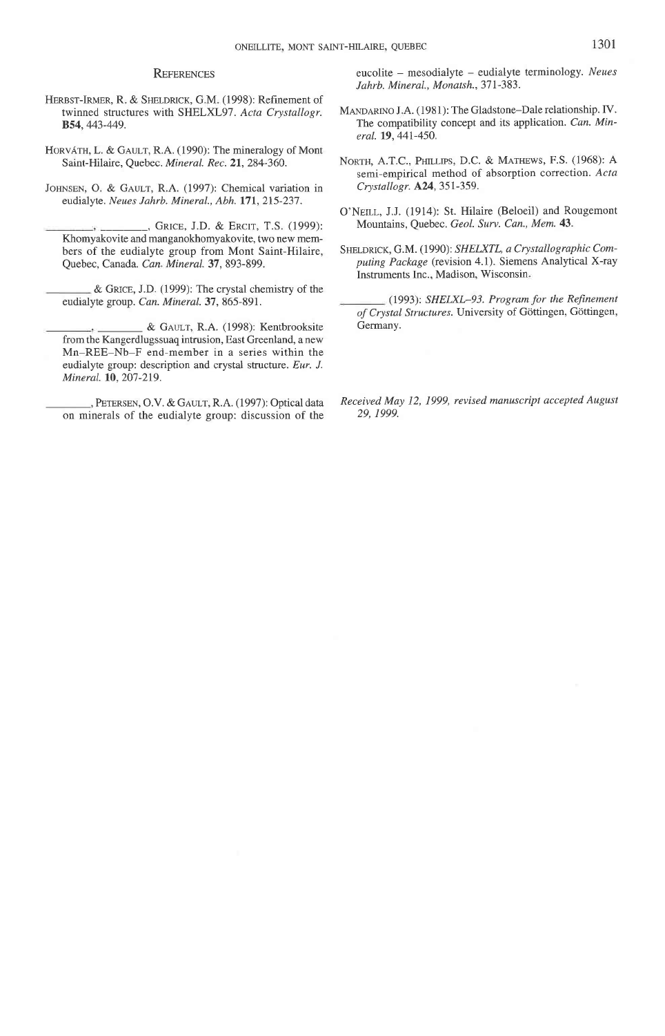## References

Herbst-Irmer, R. & Sheldrick, G.M. (1998): Refinement of twinned structures with SHELXL97. *Acta Crystallogr.* **B54**, 443-449.

Horváth, L. & Gault, R.A. (1990): The mineralogy of Mont Saint-Hilaire, Quebec. *Mineral. Rec.* **21**, 284-360.

Johnsen, O. & Gault, R.A. (1997): Chemical variation in eudialyte. *Neues Jahrb. Mineral., Abh.* **171**, 215-237.

________, ________, Grice, J.D. & Ercit, T.S. (1999): Khomyakovite and manganokhomyakovite, two new members of the eudialyte group from Mont Saint-Hilaire, Quebec, Canada. *Can. Mineral.* **37**, 893-899.

________ & Grice, J.D. (1999): The crystal chemistry of the eudialyte group. *Can. Mineral.* **37**, 865-891.

________, ________ & Gault, R.A. (1998): Kentbrooksite from the Kangerdlugssuaq intrusion, East Greenland, a new Mn–REE–Nb–F end-member in a series within the eudialyte group: description and crystal structure. *Eur. J. Mineral.* **10**, 207-219.

________, Petersen, O.V. & Gault, R.A. (1997): Optical data on minerals of the eudialyte group: discussion of the eucolite – mesodialyte – eudialyte terminology. *Neues Jahrb. Mineral., Monatsh.*, 371-383.

Mandarino J.A. (1981): The Gladstone–Dale relationship. IV. The compatibility concept and its application. *Can. Mineral.* **19**, 441-450.

North, A.T.C., Phillips, D.C. & Mathews, F.S. (1968): A semi-empirical method of absorption correction. *Acta Crystallogr.* **A24**, 351-359.

O'Neill, J.J. (1914): St. Hilaire (Beloeil) and Rougemont Mountains, Quebec. *Geol. Surv. Can., Mem.* **43**.

Sheldrick, G.M. (1990): *SHELXTL, a Crystallographic Computing Package* (revision 4.1). Siemens Analytical X-ray Instruments Inc., Madison, Wisconsin.

________ (1993): *SHELXL–93. Program for the Refinement of Crystal Structures.* University of Göttingen, Göttingen, Germany.

*Received May 12, 1999, revised manuscript accepted August 29, 1999.*